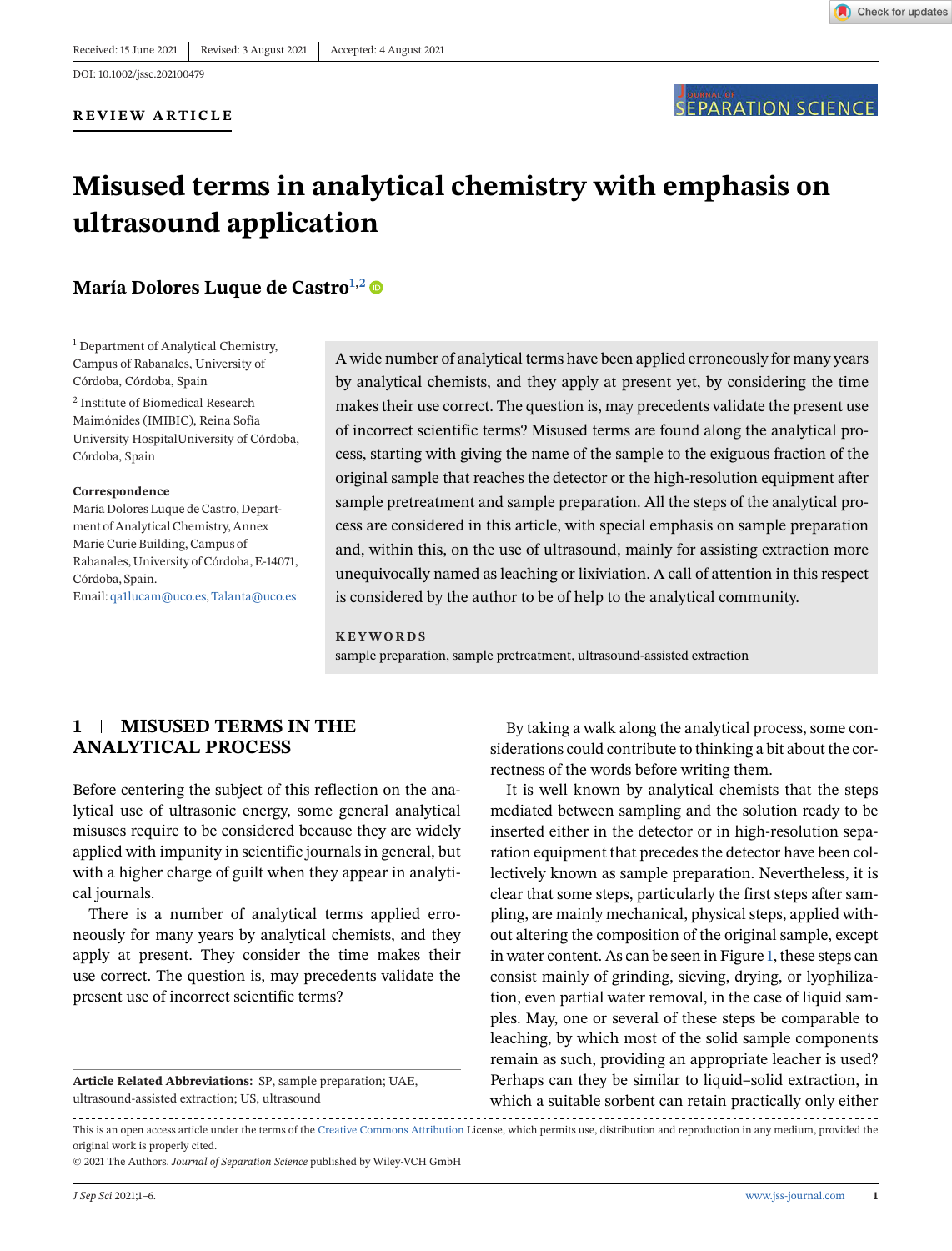Received: 15 June 2021 | Revised: 3 August 2021 | Accepted: 4 August 2021

DOI: 10.1002/jssc.202100479

**REVIEW ARTICLE**

# Misused terms in analytical chemistry with emphasis on ultrasound application

**María Dolores Luque de Castro**[1,2]

[1] Department of Analytical Chemistry, Campus of Rabanales, University of Córdoba, Córdoba, Spain

[2] Institute of Biomedical Research Maimónides (IMIBIC), Reina Sofía University HospitalUniversity of Córdoba, Córdoba, Spain

**Correspondence**
María Dolores Luque de Castro, Department of Analytical Chemistry, Annex Marie Curie Building, Campus of Rabanales, University of Córdoba, E-14071, Córdoba, Spain.
Email: qa1lucam@uco.es, Talanta@uco.es

A wide number of analytical terms have been applied erroneously for many years by analytical chemists, and they apply at present yet, by considering the time makes their use correct. The question is, may precedents validate the present use of incorrect scientific terms? Misused terms are found along the analytical process, starting with giving the name of the sample to the exiguous fraction of the original sample that reaches the detector or the high-resolution equipment after sample pretreatment and sample preparation. All the steps of the analytical process are considered in this article, with special emphasis on sample preparation and, within this, on the use of ultrasound, mainly for assisting extraction more unequivocally named as leaching or lixiviation. A call of attention in this respect is considered by the author to be of help to the analytical community.

**KEYWORDS**

sample preparation, sample pretreatment, ultrasound-assisted extraction

## 1 | MISUSED TERMS IN THE ANALYTICAL PROCESS

Before centering the subject of this reflection on the analytical use of ultrasonic energy, some general analytical misuses require to be considered because they are widely applied with impunity in scientific journals in general, but with a higher charge of guilt when they appear in analytical journals.

There is a number of analytical terms applied erroneously for many years by analytical chemists, and they apply at present. They consider the time makes their use correct. The question is, may precedents validate the present use of incorrect scientific terms?

By taking a walk along the analytical process, some considerations could contribute to thinking a bit about the correctness of the words before writing them.

It is well known by analytical chemists that the steps mediated between sampling and the solution ready to be inserted either in the detector or in high-resolution separation equipment that precedes the detector have been collectively known as sample preparation. Nevertheless, it is clear that some steps, particularly the first steps after sampling, are mainly mechanical, physical steps, applied without altering the composition of the original sample, except in water content. As can be seen in Figure 1, these steps can consist mainly of grinding, sieving, drying, or lyophilization, even partial water removal, in the case of liquid samples. May, one or several of these steps be comparable to leaching, by which most of the solid sample components remain as such, providing an appropriate leacher is used? Perhaps can they be similar to liquid–solid extraction, in which a suitable sorbent can retain practically only either

**Article Related Abbreviations:** SP, sample preparation; UAE, ultrasound-assisted extraction; US, ultrasound

This is an open access article under the terms of the Creative Commons Attribution License, which permits use, distribution and reproduction in any medium, provided the original work is properly cited.

© 2021 The Authors. *Journal of Separation Science* published by Wiley-VCH GmbH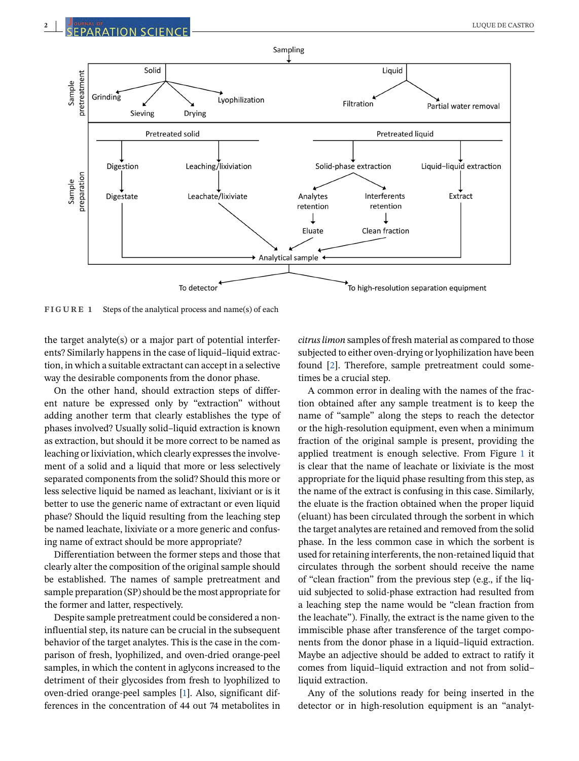FIGURE 1 Steps of the analytical process and name(s) of each

the target analyte(s) or a major part of potential interferents? Similarly happens in the case of liquid–liquid extraction, in which a suitable extractant can accept in a selective way the desirable components from the donor phase.

On the other hand, should extraction steps of different nature be expressed only by "extraction" without adding another term that clearly establishes the type of phases involved? Usually solid–liquid extraction is known as extraction, but should it be more correct to be named as leaching or lixiviation, which clearly expresses the involvement of a solid and a liquid that more or less selectively separated components from the solid? Should this more or less selective liquid be named as leachant, lixiviant or is it better to use the generic name of extractant or even liquid phase? Should the liquid resulting from the leaching step be named leachate, lixiviate or a more generic and confusing name of extract should be more appropriate?

Differentiation between the former steps and those that clearly alter the composition of the original sample should be established. The names of sample pretreatment and sample preparation (SP) should be the most appropriate for the former and latter, respectively.

Despite sample pretreatment could be considered a non-influential step, its nature can be crucial in the subsequent behavior of the target analytes. This is the case in the comparison of fresh, lyophilized, and oven-dried orange-peel samples, in which the content in aglycons increased to the detriment of their glycosides from fresh to lyophilized to oven-dried orange-peel samples [1]. Also, significant differences in the concentration of 44 out 74 metabolites in *citrus limon* samples of fresh material as compared to those subjected to either oven-drying or lyophilization have been found [2]. Therefore, sample pretreatment could sometimes be a crucial step.

A common error in dealing with the names of the fraction obtained after any sample treatment is to keep the name of "sample" along the steps to reach the detector or the high-resolution equipment, even when a minimum fraction of the original sample is present, providing the applied treatment is enough selective. From Figure 1 it is clear that the name of leachate or lixiviate is the most appropriate for the liquid phase resulting from this step, as the name of the extract is confusing in this case. Similarly, the eluate is the fraction obtained when the proper liquid (eluant) has been circulated through the sorbent in which the target analytes are retained and removed from the solid phase. In the less common case in which the sorbent is used for retaining interferents, the non-retained liquid that circulates through the sorbent should receive the name of "clean fraction" from the previous step (e.g., if the liquid subjected to solid-phase extraction had resulted from a leaching step the name would be "clean fraction from the leachate"). Finally, the extract is the name given to the immiscible phase after transference of the target components from the donor phase in a liquid–liquid extraction. Maybe an adjective should be added to extract to ratify it comes from liquid–liquid extraction and not from solid–liquid extraction.

Any of the solutions ready for being inserted in the detector or in high-resolution equipment is an "analyt-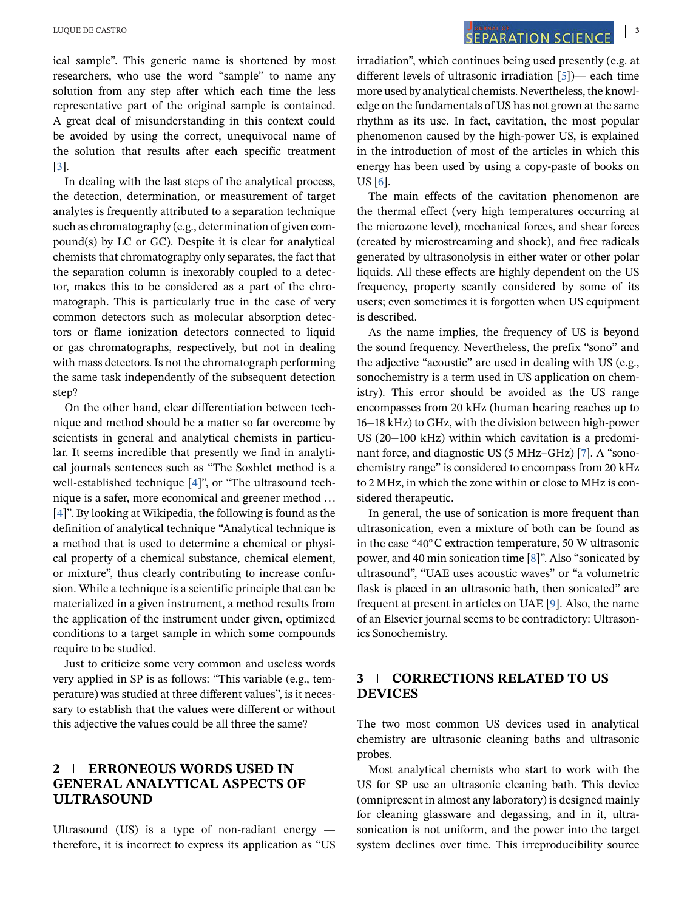ical sample". This generic name is shortened by most researchers, who use the word "sample" to name any solution from any step after which each time the less representative part of the original sample is contained. A great deal of misunderstanding in this context could be avoided by using the correct, unequivocal name of the solution that results after each specific treatment [3].

In dealing with the last steps of the analytical process, the detection, determination, or measurement of target analytes is frequently attributed to a separation technique such as chromatography (e.g., determination of given compound(s) by LC or GC). Despite it is clear for analytical chemists that chromatography only separates, the fact that the separation column is inexorably coupled to a detector, makes this to be considered as a part of the chromatograph. This is particularly true in the case of very common detectors such as molecular absorption detectors or flame ionization detectors connected to liquid or gas chromatographs, respectively, but not in dealing with mass detectors. Is not the chromatograph performing the same task independently of the subsequent detection step?

On the other hand, clear differentiation between technique and method should be a matter so far overcome by scientists in general and analytical chemists in particular. It seems incredible that presently we find in analytical journals sentences such as "The Soxhlet method is a well-established technique [4]", or "The ultrasound technique is a safer, more economical and greener method … [4]". By looking at Wikipedia, the following is found as the definition of analytical technique "Analytical technique is a method that is used to determine a chemical or physical property of a chemical substance, chemical element, or mixture", thus clearly contributing to increase confusion. While a technique is a scientific principle that can be materialized in a given instrument, a method results from the application of the instrument under given, optimized conditions to a target sample in which some compounds require to be studied.

Just to criticize some very common and useless words very applied in SP is as follows: "This variable (e.g., temperature) was studied at three different values", is it necessary to establish that the values were different or without this adjective the values could be all three the same?

## 2 | ERRONEOUS WORDS USED IN GENERAL ANALYTICAL ASPECTS OF ULTRASOUND

Ultrasound (US) is a type of non-radiant energy — therefore, it is incorrect to express its application as "US irradiation", which continues being used presently (e.g. at different levels of ultrasonic irradiation [5])— each time more used by analytical chemists. Nevertheless, the knowledge on the fundamentals of US has not grown at the same rhythm as its use. In fact, cavitation, the most popular phenomenon caused by the high-power US, is explained in the introduction of most of the articles in which this energy has been used by using a copy-paste of books on US [6].

The main effects of the cavitation phenomenon are the thermal effect (very high temperatures occurring at the microzone level), mechanical forces, and shear forces (created by microstreaming and shock), and free radicals generated by ultrasonolysis in either water or other polar liquids. All these effects are highly dependent on the US frequency, property scantly considered by some of its users; even sometimes it is forgotten when US equipment is described.

As the name implies, the frequency of US is beyond the sound frequency. Nevertheless, the prefix "sono" and the adjective "acoustic" are used in dealing with US (e.g., sonochemistry is a term used in US application on chemistry). This error should be avoided as the US range encompasses from 20 kHz (human hearing reaches up to 16–18 kHz) to GHz, with the division between high-power US (20–100 kHz) within which cavitation is a predominant force, and diagnostic US (5 MHz–GHz) [7]. A "sonochemistry range" is considered to encompass from 20 kHz to 2 MHz, in which the zone within or close to MHz is considered therapeutic.

In general, the use of sonication is more frequent than ultrasonication, even a mixture of both can be found as in the case "40°C extraction temperature, 50 W ultrasonic power, and 40 min sonication time [8]". Also "sonicated by ultrasound", "UAE uses acoustic waves" or "a volumetric flask is placed in an ultrasonic bath, then sonicated" are frequent at present in articles on UAE [9]. Also, the name of an Elsevier journal seems to be contradictory: Ultrasonics Sonochemistry.

## 3 | CORRECTIONS RELATED TO US DEVICES

The two most common US devices used in analytical chemistry are ultrasonic cleaning baths and ultrasonic probes.

Most analytical chemists who start to work with the US for SP use an ultrasonic cleaning bath. This device (omnipresent in almost any laboratory) is designed mainly for cleaning glassware and degassing, and in it, ultrasonication is not uniform, and the power into the target system declines over time. This irreproducibility source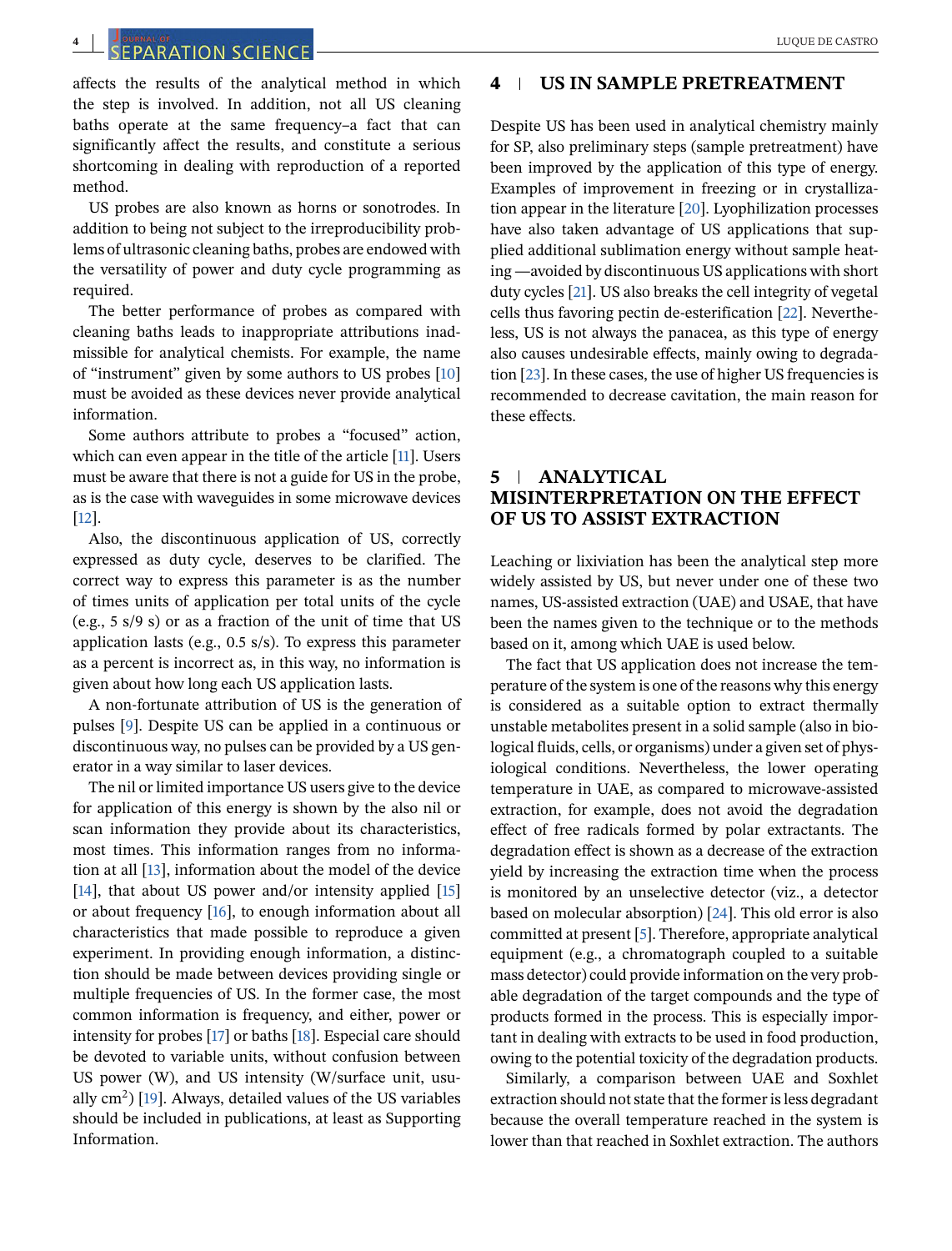affects the results of the analytical method in which the step is involved. In addition, not all US cleaning baths operate at the same frequency–a fact that can significantly affect the results, and constitute a serious shortcoming in dealing with reproduction of a reported method.

US probes are also known as horns or sonotrodes. In addition to being not subject to the irreproducibility problems of ultrasonic cleaning baths, probes are endowed with the versatility of power and duty cycle programming as required.

The better performance of probes as compared with cleaning baths leads to inappropriate attributions inadmissible for analytical chemists. For example, the name of "instrument" given by some authors to US probes [10] must be avoided as these devices never provide analytical information.

Some authors attribute to probes a "focused" action, which can even appear in the title of the article [11]. Users must be aware that there is not a guide for US in the probe, as is the case with waveguides in some microwave devices [12].

Also, the discontinuous application of US, correctly expressed as duty cycle, deserves to be clarified. The correct way to express this parameter is as the number of times units of application per total units of the cycle (e.g., 5 s/9 s) or as a fraction of the unit of time that US application lasts (e.g., 0.5 s/s). To express this parameter as a percent is incorrect as, in this way, no information is given about how long each US application lasts.

A non-fortunate attribution of US is the generation of pulses [9]. Despite US can be applied in a continuous or discontinuous way, no pulses can be provided by a US generator in a way similar to laser devices.

The nil or limited importance US users give to the device for application of this energy is shown by the also nil or scan information they provide about its characteristics, most times. This information ranges from no information at all [13], information about the model of the device [14], that about US power and/or intensity applied [15] or about frequency [16], to enough information about all characteristics that made possible to reproduce a given experiment. In providing enough information, a distinction should be made between devices providing single or multiple frequencies of US. In the former case, the most common information is frequency, and either, power or intensity for probes [17] or baths [18]. Especial care should be devoted to variable units, without confusion between US power (W), and US intensity (W/surface unit, usually $cm^2$) [19]. Always, detailed values of the US variables should be included in publications, at least as Supporting Information.

## 4 | US IN SAMPLE PRETREATMENT

Despite US has been used in analytical chemistry mainly for SP, also preliminary steps (sample pretreatment) have been improved by the application of this type of energy. Examples of improvement in freezing or in crystallization appear in the literature [20]. Lyophilization processes have also taken advantage of US applications that supplied additional sublimation energy without sample heating —avoided by discontinuous US applications with short duty cycles [21]. US also breaks the cell integrity of vegetal cells thus favoring pectin de-esterification [22]. Nevertheless, US is not always the panacea, as this type of energy also causes undesirable effects, mainly owing to degradation [23]. In these cases, the use of higher US frequencies is recommended to decrease cavitation, the main reason for these effects.

## 5 | ANALYTICAL MISINTERPRETATION ON THE EFFECT OF US TO ASSIST EXTRACTION

Leaching or lixiviation has been the analytical step more widely assisted by US, but never under one of these two names, US-assisted extraction (UAE) and USAE, that have been the names given to the technique or to the methods based on it, among which UAE is used below.

The fact that US application does not increase the temperature of the system is one of the reasons why this energy is considered as a suitable option to extract thermally unstable metabolites present in a solid sample (also in biological fluids, cells, or organisms) under a given set of physiological conditions. Nevertheless, the lower operating temperature in UAE, as compared to microwave-assisted extraction, for example, does not avoid the degradation effect of free radicals formed by polar extractants. The degradation effect is shown as a decrease of the extraction yield by increasing the extraction time when the process is monitored by an unselective detector (viz., a detector based on molecular absorption) [24]. This old error is also committed at present [5]. Therefore, appropriate analytical equipment (e.g., a chromatograph coupled to a suitable mass detector) could provide information on the very probable degradation of the target compounds and the type of products formed in the process. This is especially important in dealing with extracts to be used in food production, owing to the potential toxicity of the degradation products.

Similarly, a comparison between UAE and Soxhlet extraction should not state that the former is less degradant because the overall temperature reached in the system is lower than that reached in Soxhlet extraction. The authors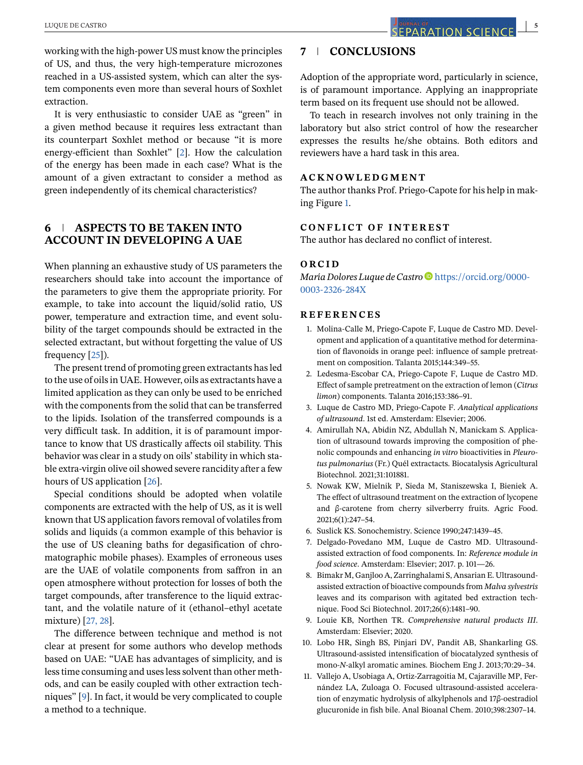working with the high-power US must know the principles of US, and thus, the very high-temperature microzones reached in a US-assisted system, which can alter the system components even more than several hours of Soxhlet extraction.

It is very enthusiastic to consider UAE as "green" in a given method because it requires less extractant than its counterpart Soxhlet method or because "it is more energy-efficient than Soxhlet" [2]. How the calculation of the energy has been made in each case? What is the amount of a given extractant to consider a method as green independently of its chemical characteristics?

## 6 | ASPECTS TO BE TAKEN INTO ACCOUNT IN DEVELOPING A UAE

When planning an exhaustive study of US parameters the researchers should take into account the importance of the parameters to give them the appropriate priority. For example, to take into account the liquid/solid ratio, US power, temperature and extraction time, and event solubility of the target compounds should be extracted in the selected extractant, but without forgetting the value of US frequency [25]).

The present trend of promoting green extractants has led to the use of oils in UAE. However, oils as extractants have a limited application as they can only be used to be enriched with the components from the solid that can be transferred to the lipids. Isolation of the transferred compounds is a very difficult task. In addition, it is of paramount importance to know that US drastically affects oil stability. This behavior was clear in a study on oils' stability in which stable extra-virgin olive oil showed severe rancidity after a few hours of US application [26].

Special conditions should be adopted when volatile components are extracted with the help of US, as it is well known that US application favors removal of volatiles from solids and liquids (a common example of this behavior is the use of US cleaning baths for degasification of chromatographic mobile phases). Examples of erroneous uses are the UAE of volatile components from saffron in an open atmosphere without protection for losses of both the target compounds, after transference to the liquid extractant, and the volatile nature of it (ethanol–ethyl acetate mixture) [27, 28].

The difference between technique and method is not clear at present for some authors who develop methods based on UAE: "UAE has advantages of simplicity, and is less time consuming and uses less solvent than other methods, and can be easily coupled with other extraction techniques" [9]. In fact, it would be very complicated to couple a method to a technique.

## 7 | CONCLUSIONS

Adoption of the appropriate word, particularly in science, is of paramount importance. Applying an inappropriate term based on its frequent use should not be allowed.

To teach in research involves not only training in the laboratory but also strict control of how the researcher expresses the results he/she obtains. Both editors and reviewers have a hard task in this area.

### ACKNOWLEDGMENT

The author thanks Prof. Priego-Capote for his help in making Figure 1.

### CONFLICT OF INTEREST

The author has declared no conflict of interest.

### ORCID

*María Dolores Luque de Castro* https://orcid.org/0000-0003-2326-284X

### REFERENCES

1. Molina-Calle M, Priego-Capote F, Luque de Castro MD. Development and application of a quantitative method for determination of flavonoids in orange peel: influence of sample pretreatment on composition. Talanta 2015;144:349–55.
2. Ledesma-Escobar CA, Priego-Capote F, Luque de Castro MD. Effect of sample pretreatment on the extraction of lemon (*Citrus limon*) components. Talanta 2016;153:386–91.
3. Luque de Castro MD, Priego-Capote F. *Analytical applications of ultrasound*. 1st ed. Amsterdam: Elsevier; 2006.
4. Amirullah NA, Abidin NZ, Abdullah N, Manickam S. Application of ultrasound towards improving the composition of phenolic compounds and enhancing *in vitro* bioactivities in *Pleurotus pulmonarius* (Fr.) Quél extractacts. Biocatalysis Agricultural Biotechnol. 2021;31:101881.
5. Nowak KW, Mielnik P, Sieda M, Staniszewska I, Bieniek A. The effect of ultrasound treatment on the extraction of lycopene and β-carotene from cherry silverberry fruits. Agric Food. 2021;6(1):247–54.
6. Suslick KS. Sonochemistry. Science 1990;247:1439–45.
7. Delgado-Povedano MM, Luque de Castro MD. Ultrasound-assisted extraction of food components. In: *Reference module in food science*. Amsterdam: Elsevier; 2017. p. 101—26.
8. Bimakr M, Ganjloo A, Zarringhalami S, Ansarian E. Ultrasound-assisted extraction of bioactive compounds from *Malva sylvestris* leaves and its comparison with agitated bed extraction technique. Food Sci Biotechnol. 2017;26(6):1481–90.
9. Louie KB, Northen TR. *Comprehensive natural products III*. Amsterdam: Elsevier; 2020.
10. Lobo HR, Singh BS, Pinjari DV, Pandit AB, Shankarling GS. Ultrasound-assisted intensification of biocatalyzed synthesis of mono-*N*-alkyl aromatic amines. Biochem Eng J. 2013;70:29–34.
11. Vallejo A, Usobiaga A, Ortiz-Zarragoitia M, Cajaraville MP, Fernández LA, Zuloaga O. Focused ultrasound-assisted acceleration of enzymatic hydrolysis of alkylphenols and 17β-oestradiol glucuronide in fish bile. Anal Bioanal Chem. 2010;398:2307–14.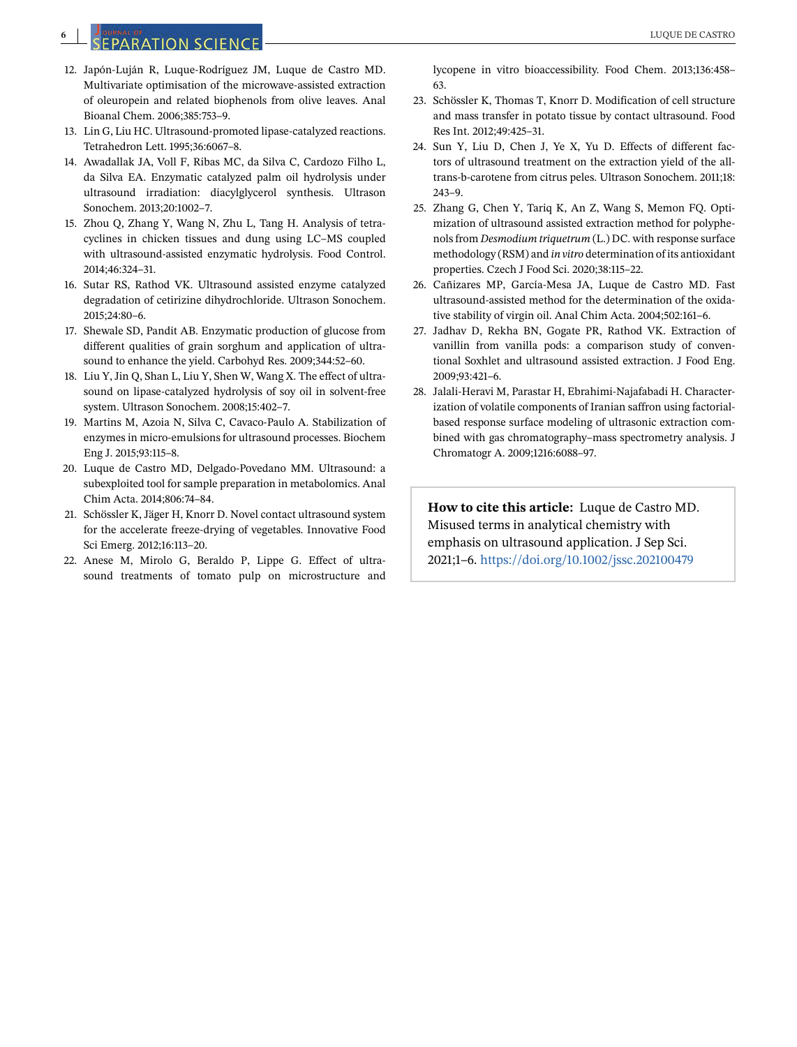12. Japón-Luján R, Luque-Rodríguez JM, Luque de Castro MD. Multivariate optimisation of the microwave-assisted extraction of oleuropein and related biophenols from olive leaves. Anal Bioanal Chem. 2006;385:753–9.
13. Lin G, Liu HC. Ultrasound-promoted lipase-catalyzed reactions. Tetrahedron Lett. 1995;36:6067–8.
14. Awadallak JA, Voll F, Ribas MC, da Silva C, Cardozo Filho L, da Silva EA. Enzymatic catalyzed palm oil hydrolysis under ultrasound irradiation: diacylglycerol synthesis. Ultrason Sonochem. 2013;20:1002–7.
15. Zhou Q, Zhang Y, Wang N, Zhu L, Tang H. Analysis of tetracyclines in chicken tissues and dung using LC–MS coupled with ultrasound-assisted enzymatic hydrolysis. Food Control. 2014;46:324–31.
16. Sutar RS, Rathod VK. Ultrasound assisted enzyme catalyzed degradation of cetirizine dihydrochloride. Ultrason Sonochem. 2015;24:80–6.
17. Shewale SD, Pandit AB. Enzymatic production of glucose from different qualities of grain sorghum and application of ultrasound to enhance the yield. Carbohyd Res. 2009;344:52–60.
18. Liu Y, Jin Q, Shan L, Liu Y, Shen W, Wang X. The effect of ultrasound on lipase-catalyzed hydrolysis of soy oil in solvent-free system. Ultrason Sonochem. 2008;15:402–7.
19. Martins M, Azoia N, Silva C, Cavaco-Paulo A. Stabilization of enzymes in micro-emulsions for ultrasound processes. Biochem Eng J. 2015;93:115–8.
20. Luque de Castro MD, Delgado-Povedano MM. Ultrasound: a subexploited tool for sample preparation in metabolomics. Anal Chim Acta. 2014;806:74–84.
21. Schössler K, Jäger H, Knorr D. Novel contact ultrasound system for the accelerate freeze-drying of vegetables. Innovative Food Sci Emerg. 2012;16:113–20.
22. Anese M, Mirolo G, Beraldo P, Lippe G. Effect of ultrasound treatments of tomato pulp on microstructure and lycopene in vitro bioaccessibility. Food Chem. 2013;136:458–63.
23. Schössler K, Thomas T, Knorr D. Modification of cell structure and mass transfer in potato tissue by contact ultrasound. Food Res Int. 2012;49:425–31.
24. Sun Y, Liu D, Chen J, Ye X, Yu D. Effects of different factors of ultrasound treatment on the extraction yield of the all-trans-b-carotene from citrus peles. Ultrason Sonochem. 2011;18:243–9.
25. Zhang G, Chen Y, Tariq K, An Z, Wang S, Memon FQ. Optimization of ultrasound assisted extraction method for polyphenols from *Desmodium triquetrum* (L.) DC. with response surface methodology (RSM) and *in vitro* determination of its antioxidant properties. Czech J Food Sci. 2020;38:115–22.
26. Cañizares MP, García-Mesa JA, Luque de Castro MD. Fast ultrasound-assisted method for the determination of the oxidative stability of virgin oil. Anal Chim Acta. 2004;502:161–6.
27. Jadhav D, Rekha BN, Gogate PR, Rathod VK. Extraction of vanillin from vanilla pods: a comparison study of conventional Soxhlet and ultrasound assisted extraction. J Food Eng. 2009;93:421–6.
28. Jalali-Heravi M, Parastar H, Ebrahimi-Najafabadi H. Characterization of volatile components of Iranian saffron using factorial-based response surface modeling of ultrasonic extraction combined with gas chromatography–mass spectrometry analysis. J Chromatogr A. 2009;1216:6088–97.

**How to cite this article:** Luque de Castro MD. Misused terms in analytical chemistry with emphasis on ultrasound application. J Sep Sci. 2021;1–6. https://doi.org/10.1002/jssc.202100479